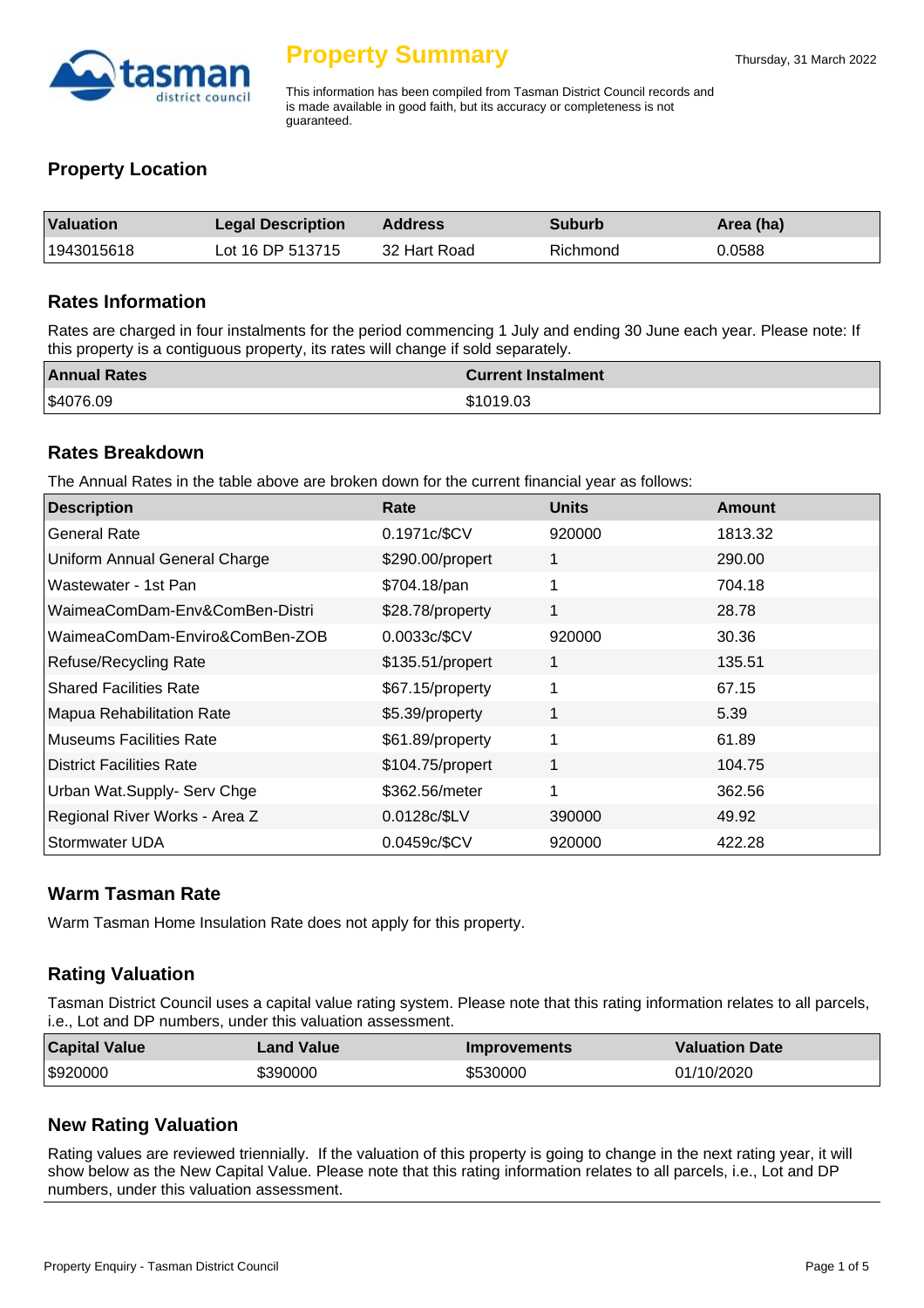# Property Summary

Thursday, 31 March 2022

This information has been compiled from Tasman District Council records and is made available in good faith, but its accuracy or completeness is not guaranteed.

## Property Location

| Valuation | Legal Description | Address | Suburb | Area (ha) |
|---|---|---|---|---|
| 1943015618 | Lot 16 DP 513715 | 32 Hart Road | Richmond | 0.0588 |

## Rates Information

Rates are charged in four instalments for the period commencing 1 July and ending 30 June each year. Please note: If this property is a contiguous property, its rates will change if sold separately.

| Annual Rates | Current Instalment |
|---|---|
| $4076.09 | $1019.03 |

## Rates Breakdown

The Annual Rates in the table above are broken down for the current financial year as follows:

| Description | Rate | Units | Amount |
|---|---|---|---|
| General Rate | 0.1971c/$CV | 920000 | 1813.32 |
| Uniform Annual General Charge | $290.00/propert | 1 | 290.00 |
| Wastewater - 1st Pan | $704.18/pan | 1 | 704.18 |
| WaimeaComDam-Env&ComBen-Distri | $28.78/property | 1 | 28.78 |
| WaimeaComDam-Enviro&ComBen-ZOB | 0.0033c/$CV | 920000 | 30.36 |
| Refuse/Recycling Rate | $135.51/propert | 1 | 135.51 |
| Shared Facilities Rate | $67.15/property | 1 | 67.15 |
| Mapua Rehabilitation Rate | $5.39/property | 1 | 5.39 |
| Museums Facilities Rate | $61.89/property | 1 | 61.89 |
| District Facilities Rate | $104.75/propert | 1 | 104.75 |
| Urban Wat.Supply- Serv Chge | $362.56/meter | 1 | 362.56 |
| Regional River Works - Area Z | 0.0128c/$LV | 390000 | 49.92 |
| Stormwater UDA | 0.0459c/$CV | 920000 | 422.28 |

## Warm Tasman Rate

Warm Tasman Home Insulation Rate does not apply for this property.

## Rating Valuation

Tasman District Council uses a capital value rating system. Please note that this rating information relates to all parcels, i.e., Lot and DP numbers, under this valuation assessment.

| Capital Value | Land Value | Improvements | Valuation Date |
|---|---|---|---|
| $920000 | $390000 | $530000 | 01/10/2020 |

## New Rating Valuation

Rating values are reviewed triennially. If the valuation of this property is going to change in the next rating year, it will show below as the New Capital Value. Please note that this rating information relates to all parcels, i.e., Lot and DP numbers, under this valuation assessment.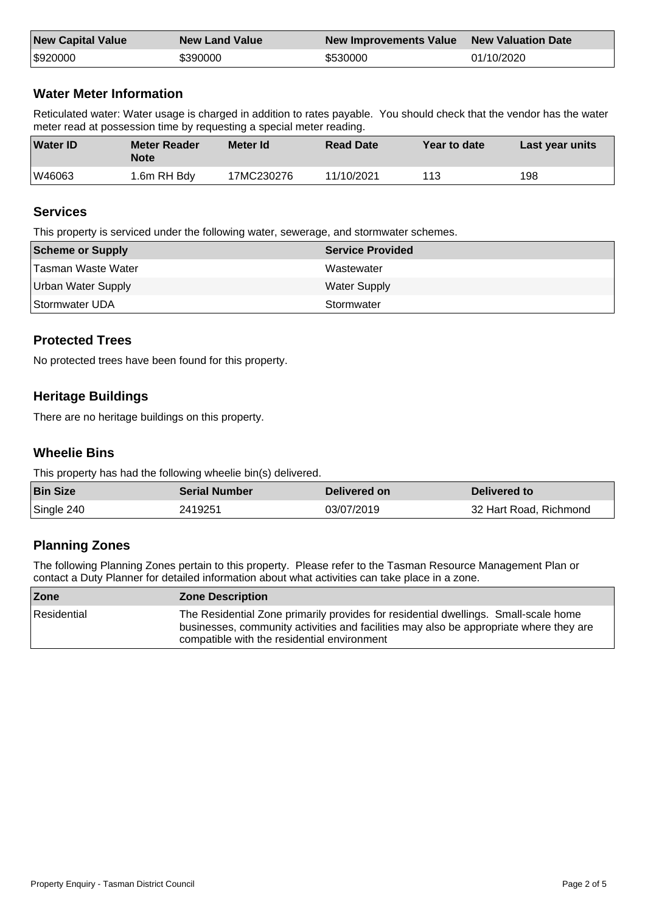| New Capital Value | New Land Value | New Improvements Value | New Valuation Date |
|---|---|---|---|
| $920000 | $390000 | $530000 | 01/10/2020 |

## Water Meter Information

Reticulated water: Water usage is charged in addition to rates payable. You should check that the vendor has the water meter read at possession time by requesting a special meter reading.

| Water ID | Meter Reader Note | Meter Id | Read Date | Year to date | Last year units |
|---|---|---|---|---|---|
| W46063 | 1.6m RH Bdy | 17MC230276 | 11/10/2021 | 113 | 198 |

## Services

This property is serviced under the following water, sewerage, and stormwater schemes.

| Scheme or Supply | Service Provided |
|---|---|
| Tasman Waste Water | Wastewater |
| Urban Water Supply | Water Supply |
| Stormwater UDA | Stormwater |

## Protected Trees

No protected trees have been found for this property.

## Heritage Buildings

There are no heritage buildings on this property.

## Wheelie Bins

This property has had the following wheelie bin(s) delivered.

| Bin Size | Serial Number | Delivered on | Delivered to |
|---|---|---|---|
| Single 240 | 2419251 | 03/07/2019 | 32 Hart Road, Richmond |

## Planning Zones

The following Planning Zones pertain to this property. Please refer to the Tasman Resource Management Plan or contact a Duty Planner for detailed information about what activities can take place in a zone.

| Zone | Zone Description |
|---|---|
| Residential | The Residential Zone primarily provides for residential dwellings. Small-scale home businesses, community activities and facilities may also be appropriate where they are compatible with the residential environment |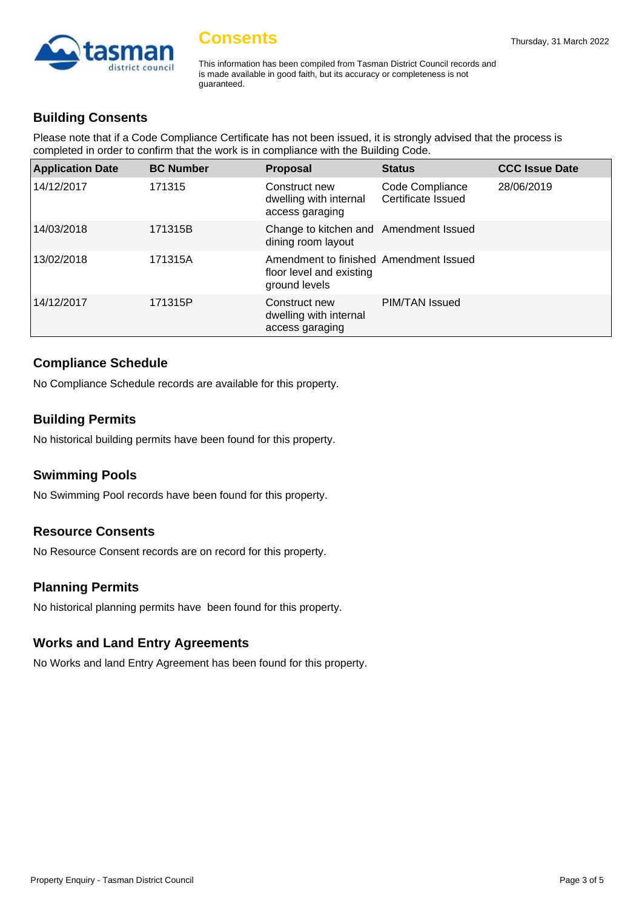# Consents

Thursday, 31 March 2022

This information has been compiled from Tasman District Council records and is made available in good faith, but its accuracy or completeness is not guaranteed.

## Building Consents

Please note that if a Code Compliance Certificate has not been issued, it is strongly advised that the process is completed in order to confirm that the work is in compliance with the Building Code.

| Application Date | BC Number | Proposal | Status | CCC Issue Date |
|---|---|---|---|---|
| 14/12/2017 | 171315 | Construct new dwelling with internal access garaging | Code Compliance Certificate Issued | 28/06/2019 |
| 14/03/2018 | 171315B | Change to kitchen and dining room layout | Amendment Issued | |
| 13/02/2018 | 171315A | Amendment to finished floor level and existing ground levels | Amendment Issued | |
| 14/12/2017 | 171315P | Construct new dwelling with internal access garaging | PIM/TAN Issued | |

## Compliance Schedule

No Compliance Schedule records are available for this property.

## Building Permits

No historical building permits have been found for this property.

## Swimming Pools

No Swimming Pool records have been found for this property.

## Resource Consents

No Resource Consent records are on record for this property.

## Planning Permits

No historical planning permits have been found for this property.

## Works and Land Entry Agreements

No Works and land Entry Agreement has been found for this property.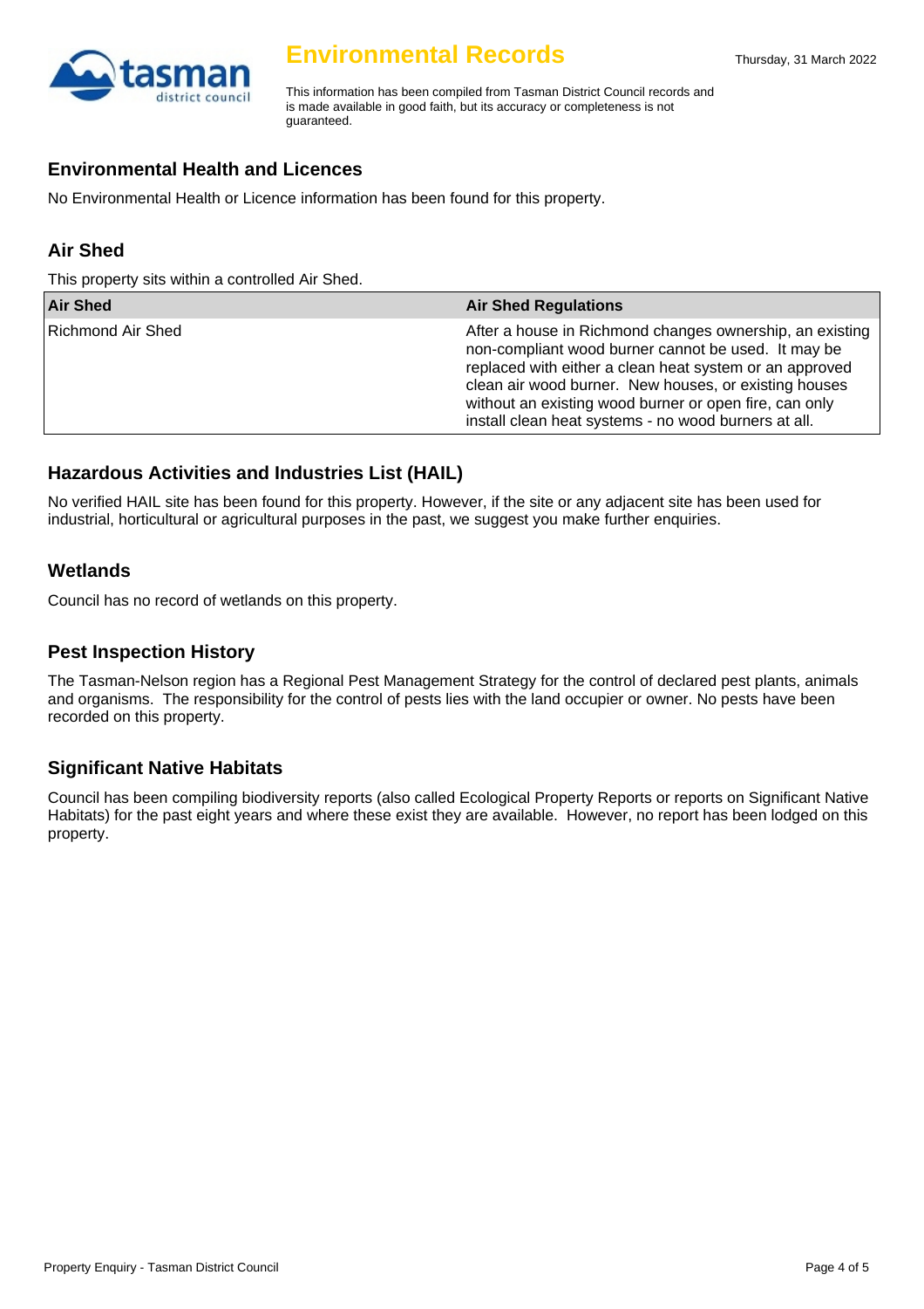# Environmental Records

Thursday, 31 March 2022

This information has been compiled from Tasman District Council records and is made available in good faith, but its accuracy or completeness is not guaranteed.

## Environmental Health and Licences

No Environmental Health or Licence information has been found for this property.

## Air Shed

This property sits within a controlled Air Shed.

| Air Shed | Air Shed Regulations |
|---|---|
| Richmond Air Shed | After a house in Richmond changes ownership, an existing non-compliant wood burner cannot be used. It may be replaced with either a clean heat system or an approved clean air wood burner. New houses, or existing houses without an existing wood burner or open fire, can only install clean heat systems - no wood burners at all. |

## Hazardous Activities and Industries List (HAIL)

No verified HAIL site has been found for this property. However, if the site or any adjacent site has been used for industrial, horticultural or agricultural purposes in the past, we suggest you make further enquiries.

## Wetlands

Council has no record of wetlands on this property.

## Pest Inspection History

The Tasman-Nelson region has a Regional Pest Management Strategy for the control of declared pest plants, animals and organisms. The responsibility for the control of pests lies with the land occupier or owner. No pests have been recorded on this property.

## Significant Native Habitats

Council has been compiling biodiversity reports (also called Ecological Property Reports or reports on Significant Native Habitats) for the past eight years and where these exist they are available. However, no report has been lodged on this property.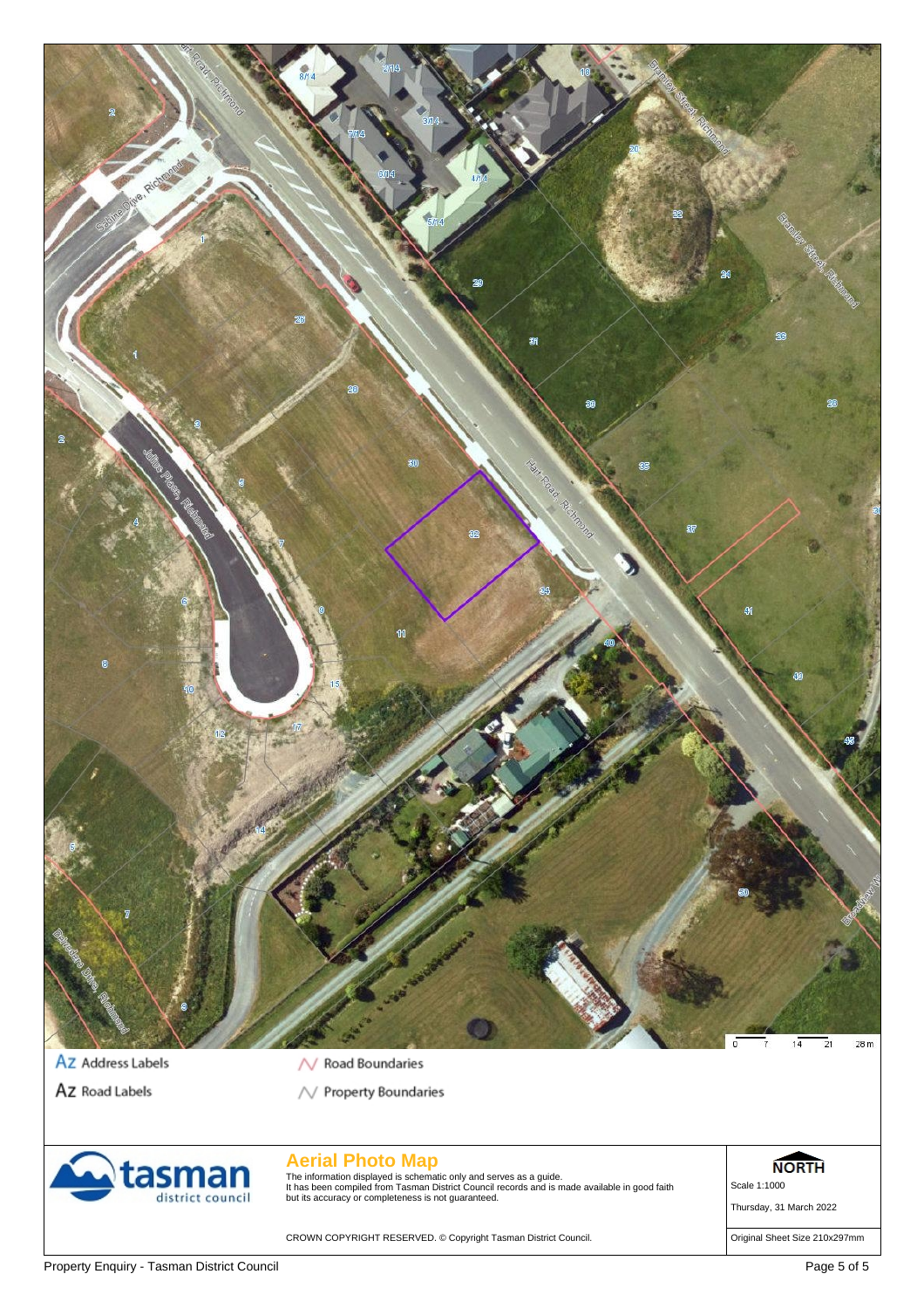0 7 14 21 28 m

Az Address Labels

Az Road Labels

Road Boundaries

Property Boundaries

## Aerial Photo Map

The information displayed is schematic only and serves as a guide.
It has been compiled from Tasman District Council records and is made available in good faith but its accuracy or completeness is not guaranteed.

CROWN COPYRIGHT RESERVED. © Copyright Tasman District Council.

NORTH

Scale 1:1000

Thursday, 31 March 2022

Original Sheet Size 210x297mm